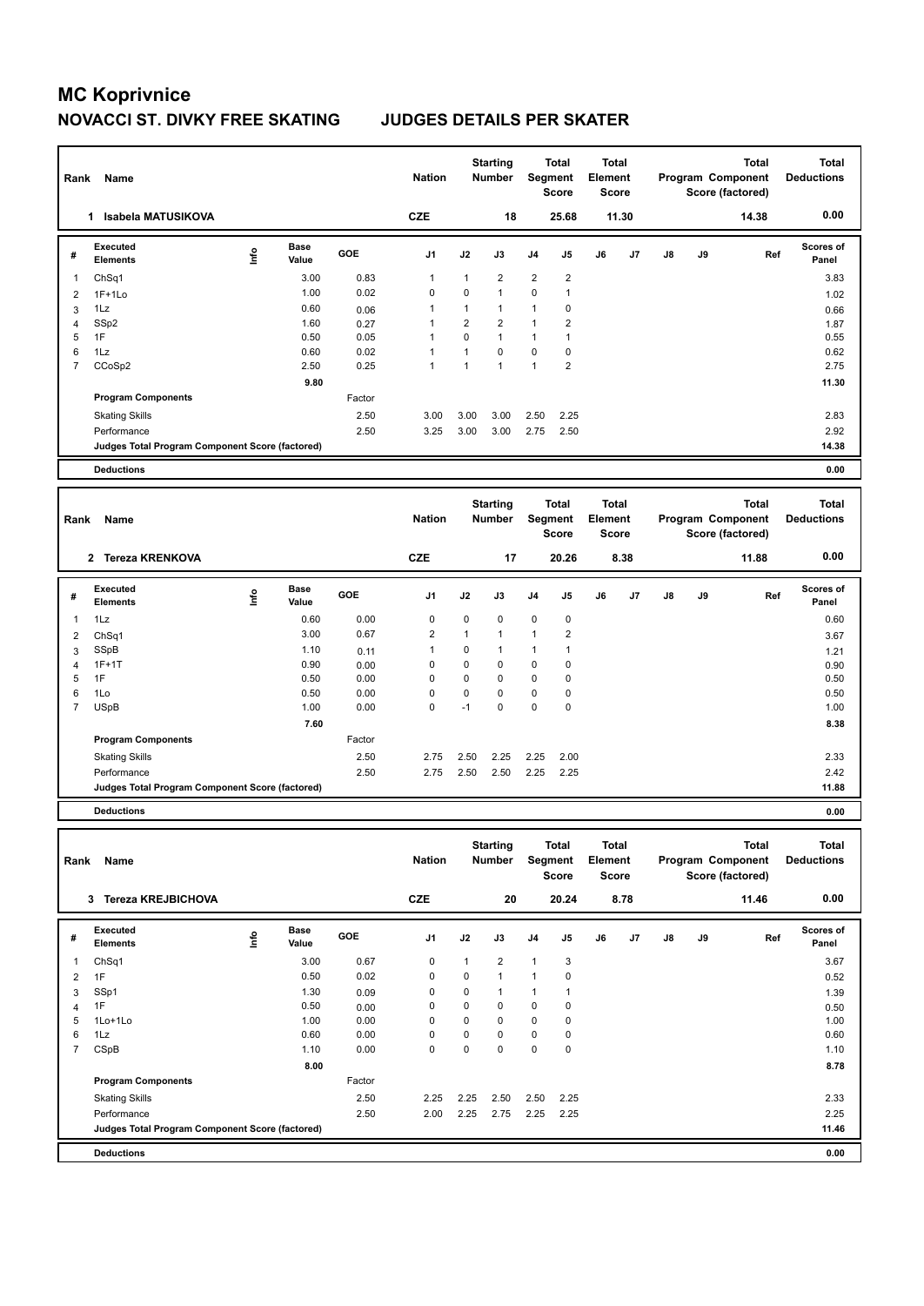# MC Koprivnice

## NOVACCI ST. DIVKY FREE SKATING JUDGES DETAILS PER SKATER

| Rank | Name | Nation | Starting Number | Total Segment Score | Total Element Score | Total Program Component Score (factored) | Total Deductions |
|---|---|---|---|---|---|---|---|
| 1 | Isabela MATUSIKOVA | CZE | 18 | 25.68 | 11.30 | 14.38 | 0.00 |

| # | Executed Elements | Info | Base Value | GOE | J1 | J2 | J3 | J4 | J5 | J6 | J7 | J8 | J9 | Ref | Scores of Panel |
|---|---|---|---|---|---|---|---|---|---|---|---|---|---|---|---|
| 1 | ChSq1 | | 3.00 | 0.83 | 1 | 1 | 2 | 2 | 2 | | | | | | 3.83 |
| 2 | 1F+1Lo | | 1.00 | 0.02 | 0 | 0 | 1 | 0 | 1 | | | | | | 1.02 |
| 3 | 1Lz | | 0.60 | 0.06 | 1 | 1 | 1 | 1 | 0 | | | | | | 0.66 |
| 4 | SSp2 | | 1.60 | 0.27 | 1 | 2 | 2 | 1 | 2 | | | | | | 1.87 |
| 5 | 1F | | 0.50 | 0.05 | 1 | 0 | 1 | 1 | 1 | | | | | | 0.55 |
| 6 | 1Lz | | 0.60 | 0.02 | 1 | 1 | 0 | 0 | 0 | | | | | | 0.62 |
| 7 | CCoSp2 | | 2.50 | 0.25 | 1 | 1 | 1 | 1 | 2 | | | | | | 2.75 |
| | | | 9.80 | | | | | | | | | | | | 11.30 |
| | Program Components | | | Factor | | | | | | | | | | | |
| | Skating Skills | | | 2.50 | 3.00 | 3.00 | 3.00 | 2.50 | 2.25 | | | | | | 2.83 |
| | Performance | | | 2.50 | 3.25 | 3.00 | 3.00 | 2.75 | 2.50 | | | | | | 2.92 |
| | Judges Total Program Component Score (factored) | | | | | | | | | | | | | | 14.38 |
| | Deductions | | | | | | | | | | | | | | 0.00 |

| Rank | Name | Nation | Starting Number | Total Segment Score | Total Element Score | Total Program Component Score (factored) | Total Deductions |
|---|---|---|---|---|---|---|---|
| 2 | Tereza KRENKOVA | CZE | 17 | 20.26 | 8.38 | 11.88 | 0.00 |

| # | Executed Elements | Info | Base Value | GOE | J1 | J2 | J3 | J4 | J5 | J6 | J7 | J8 | J9 | Ref | Scores of Panel |
|---|---|---|---|---|---|---|---|---|---|---|---|---|---|---|---|
| 1 | 1Lz | | 0.60 | 0.00 | 0 | 0 | 0 | 0 | 0 | | | | | | 0.60 |
| 2 | ChSq1 | | 3.00 | 0.67 | 2 | 1 | 1 | 1 | 2 | | | | | | 3.67 |
| 3 | SSpB | | 1.10 | 0.11 | 1 | 0 | 1 | 1 | 1 | | | | | | 1.21 |
| 4 | 1F+1T | | 0.90 | 0.00 | 0 | 0 | 0 | 0 | 0 | | | | | | 0.90 |
| 5 | 1F | | 0.50 | 0.00 | 0 | 0 | 0 | 0 | 0 | | | | | | 0.50 |
| 6 | 1Lo | | 0.50 | 0.00 | 0 | 0 | 0 | 0 | 0 | | | | | | 0.50 |
| 7 | USpB | | 1.00 | 0.00 | 0 | -1 | 0 | 0 | 0 | | | | | | 1.00 |
| | | | 7.60 | | | | | | | | | | | | 8.38 |
| | Program Components | | | Factor | | | | | | | | | | | |
| | Skating Skills | | | 2.50 | 2.75 | 2.50 | 2.25 | 2.25 | 2.00 | | | | | | 2.33 |
| | Performance | | | 2.50 | 2.75 | 2.50 | 2.50 | 2.25 | 2.25 | | | | | | 2.42 |
| | Judges Total Program Component Score (factored) | | | | | | | | | | | | | | 11.88 |
| | Deductions | | | | | | | | | | | | | | 0.00 |

| Rank | Name | Nation | Starting Number | Total Segment Score | Total Element Score | Total Program Component Score (factored) | Total Deductions |
|---|---|---|---|---|---|---|---|
| 3 | Tereza KREJBICHOVA | CZE | 20 | 20.24 | 8.78 | 11.46 | 0.00 |

| # | Executed Elements | Info | Base Value | GOE | J1 | J2 | J3 | J4 | J5 | J6 | J7 | J8 | J9 | Ref | Scores of Panel |
|---|---|---|---|---|---|---|---|---|---|---|---|---|---|---|---|
| 1 | ChSq1 | | 3.00 | 0.67 | 0 | 1 | 2 | 1 | 3 | | | | | | 3.67 |
| 2 | 1F | | 0.50 | 0.02 | 0 | 0 | 1 | 1 | 0 | | | | | | 0.52 |
| 3 | SSp1 | | 1.30 | 0.09 | 0 | 0 | 1 | 1 | 1 | | | | | | 1.39 |
| 4 | 1F | | 0.50 | 0.00 | 0 | 0 | 0 | 0 | 0 | | | | | | 0.50 |
| 5 | 1Lo+1Lo | | 1.00 | 0.00 | 0 | 0 | 0 | 0 | 0 | | | | | | 1.00 |
| 6 | 1Lz | | 0.60 | 0.00 | 0 | 0 | 0 | 0 | 0 | | | | | | 0.60 |
| 7 | CSpB | | 1.10 | 0.00 | 0 | 0 | 0 | 0 | 0 | | | | | | 1.10 |
| | | | 8.00 | | | | | | | | | | | | 8.78 |
| | Program Components | | | Factor | | | | | | | | | | | |
| | Skating Skills | | | 2.50 | 2.25 | 2.25 | 2.50 | 2.50 | 2.25 | | | | | | 2.33 |
| | Performance | | | 2.50 | 2.00 | 2.25 | 2.75 | 2.25 | 2.25 | | | | | | 2.25 |
| | Judges Total Program Component Score (factored) | | | | | | | | | | | | | | 11.46 |
| | Deductions | | | | | | | | | | | | | | 0.00 |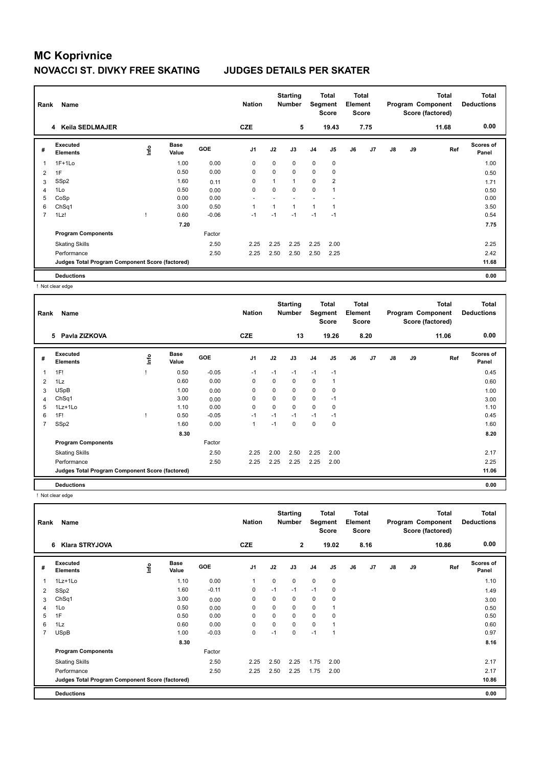# MC Koprivnice

## NOVACCI ST. DIVKY FREE SKATING JUDGES DETAILS PER SKATER

| Rank | Name | Nation | Starting Number | Total Segment Score | Total Element Score | Total Program Component Score (factored) | Total Deductions |
|---|---|---|---|---|---|---|---|
| 4 | Keila SEDLMAJER | CZE | 5 | 19.43 | 7.75 | 11.68 | 0.00 |

| # | Executed Elements | Info | Base Value | GOE | J1 | J2 | J3 | J4 | J5 | J6 | J7 | J8 | J9 | Ref | Scores of Panel |
|---|---|---|---|---|---|---|---|---|---|---|---|---|---|---|---|
| 1 | 1F+1Lo | | 1.00 | 0.00 | 0 | 0 | 0 | 0 | 0 | | | | | | 1.00 |
| 2 | 1F | | 0.50 | 0.00 | 0 | 0 | 0 | 0 | 0 | | | | | | 0.50 |
| 3 | SSp2 | | 1.60 | 0.11 | 0 | 1 | 1 | 0 | 2 | | | | | | 1.71 |
| 4 | 1Lo | | 0.50 | 0.00 | 0 | 0 | 0 | 0 | 1 | | | | | | 0.50 |
| 5 | CoSp | | 0.00 | 0.00 | - | - | - | - | - | | | | | | 0.00 |
| 6 | ChSq1 | | 3.00 | 0.50 | 1 | 1 | 1 | 1 | 1 | | | | | | 3.50 |
| 7 | 1Lz! | ! | 0.60 | -0.06 | -1 | -1 | -1 | -1 | -1 | | | | | | 0.54 |
| | | | 7.20 | | | | | | | | | | | | 7.75 |
| | Program Components | | | Factor | | | | | | | | | | | |
| | Skating Skills | | | 2.50 | 2.25 | 2.25 | 2.25 | 2.25 | 2.00 | | | | | | 2.25 |
| | Performance | | | 2.50 | 2.25 | 2.50 | 2.50 | 2.50 | 2.25 | | | | | | 2.42 |
| | Judges Total Program Component Score (factored) | | | | | | | | | | | | | | 11.68 |
| | Deductions | | | | | | | | | | | | | | 0.00 |

! Not clear edge

| Rank | Name | Nation | Starting Number | Total Segment Score | Total Element Score | Total Program Component Score (factored) | Total Deductions |
|---|---|---|---|---|---|---|---|
| 5 | Pavla ZIZKOVA | CZE | 13 | 19.26 | 8.20 | 11.06 | 0.00 |

| # | Executed Elements | Info | Base Value | GOE | J1 | J2 | J3 | J4 | J5 | J6 | J7 | J8 | J9 | Ref | Scores of Panel |
|---|---|---|---|---|---|---|---|---|---|---|---|---|---|---|---|
| 1 | 1F! | ! | 0.50 | -0.05 | -1 | -1 | -1 | -1 | -1 | | | | | | 0.45 |
| 2 | 1Lz | | 0.60 | 0.00 | 0 | 0 | 0 | 0 | 1 | | | | | | 0.60 |
| 3 | USpB | | 1.00 | 0.00 | 0 | 0 | 0 | 0 | 0 | | | | | | 1.00 |
| 4 | ChSq1 | | 3.00 | 0.00 | 0 | 0 | 0 | 0 | -1 | | | | | | 3.00 |
| 5 | 1Lz+1Lo | | 1.10 | 0.00 | 0 | 0 | 0 | 0 | 0 | | | | | | 1.10 |
| 6 | 1F! | ! | 0.50 | -0.05 | -1 | -1 | -1 | -1 | -1 | | | | | | 0.45 |
| 7 | SSp2 | | 1.60 | 0.00 | 1 | -1 | 0 | 0 | 0 | | | | | | 1.60 |
| | | | 8.30 | | | | | | | | | | | | 8.20 |
| | Program Components | | | Factor | | | | | | | | | | | |
| | Skating Skills | | | 2.50 | 2.25 | 2.00 | 2.50 | 2.25 | 2.00 | | | | | | 2.17 |
| | Performance | | | 2.50 | 2.25 | 2.25 | 2.25 | 2.25 | 2.00 | | | | | | 2.25 |
| | Judges Total Program Component Score (factored) | | | | | | | | | | | | | | 11.06 |
| | Deductions | | | | | | | | | | | | | | 0.00 |

! Not clear edge

| Rank | Name | Nation | Starting Number | Total Segment Score | Total Element Score | Total Program Component Score (factored) | Total Deductions |
|---|---|---|---|---|---|---|---|
| 6 | Klara STRYJOVA | CZE | 2 | 19.02 | 8.16 | 10.86 | 0.00 |

| # | Executed Elements | Info | Base Value | GOE | J1 | J2 | J3 | J4 | J5 | J6 | J7 | J8 | J9 | Ref | Scores of Panel |
|---|---|---|---|---|---|---|---|---|---|---|---|---|---|---|---|
| 1 | 1Lz+1Lo | | 1.10 | 0.00 | 1 | 0 | 0 | 0 | 0 | | | | | | 1.10 |
| 2 | SSp2 | | 1.60 | -0.11 | 0 | -1 | -1 | -1 | 0 | | | | | | 1.49 |
| 3 | ChSq1 | | 3.00 | 0.00 | 0 | 0 | 0 | 0 | 0 | | | | | | 3.00 |
| 4 | 1Lo | | 0.50 | 0.00 | 0 | 0 | 0 | 0 | 1 | | | | | | 0.50 |
| 5 | 1F | | 0.50 | 0.00 | 0 | 0 | 0 | 0 | 0 | | | | | | 0.50 |
| 6 | 1Lz | | 0.60 | 0.00 | 0 | 0 | 0 | 0 | 1 | | | | | | 0.60 |
| 7 | USpB | | 1.00 | -0.03 | 0 | -1 | 0 | -1 | 1 | | | | | | 0.97 |
| | | | 8.30 | | | | | | | | | | | | 8.16 |
| | Program Components | | | Factor | | | | | | | | | | | |
| | Skating Skills | | | 2.50 | 2.25 | 2.50 | 2.25 | 1.75 | 2.00 | | | | | | 2.17 |
| | Performance | | | 2.50 | 2.25 | 2.50 | 2.25 | 1.75 | 2.00 | | | | | | 2.17 |
| | Judges Total Program Component Score (factored) | | | | | | | | | | | | | | 10.86 |
| | Deductions | | | | | | | | | | | | | | 0.00 |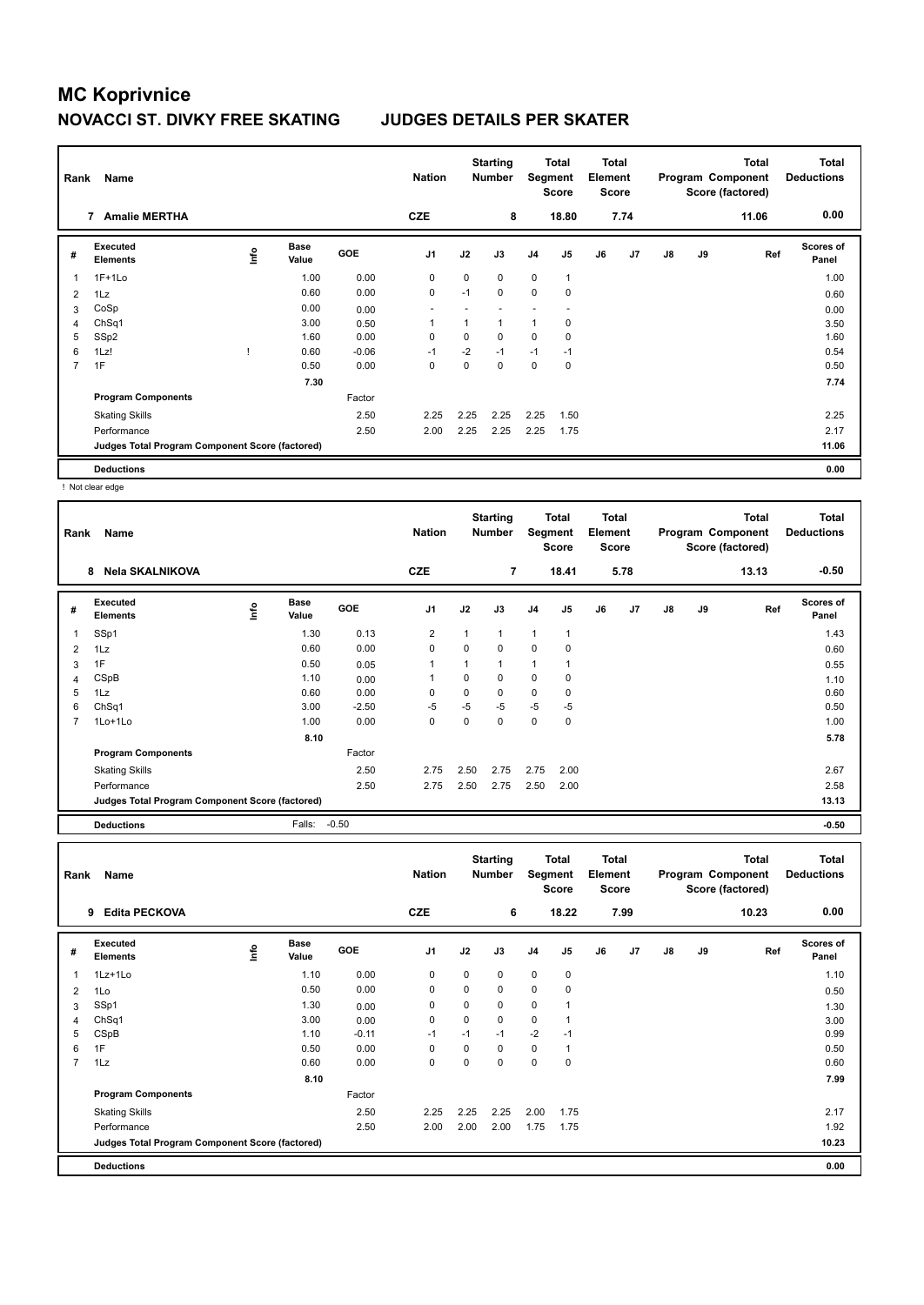# MC Koprivnice

## NOVACCI ST. DIVKY FREE SKATING JUDGES DETAILS PER SKATER

| Rank | Name | Nation | Starting Number | Total Segment Score | Total Element Score | Total Program Component Score (factored) | Total Deductions |
|---|---|---|---|---|---|---|---|
| 7 | Amalie MERTHA | CZE | 8 | 18.80 | 7.74 | 11.06 | 0.00 |

| # | Executed Elements | Info | Base Value | GOE | J1 | J2 | J3 | J4 | J5 | J6 | J7 | J8 | J9 | Ref | Scores of Panel |
|---|---|---|---|---|---|---|---|---|---|---|---|---|---|---|---|
| 1 | 1F+1Lo | | 1.00 | 0.00 | 0 | 0 | 0 | 0 | 1 | | | | | | 1.00 |
| 2 | 1Lz | | 0.60 | 0.00 | 0 | -1 | 0 | 0 | 0 | | | | | | 0.60 |
| 3 | CoSp | | 0.00 | 0.00 | - | - | - | - | - | | | | | | 0.00 |
| 4 | ChSq1 | | 3.00 | 0.50 | 1 | 1 | 1 | 1 | 0 | | | | | | 3.50 |
| 5 | SSp2 | | 1.60 | 0.00 | 0 | 0 | 0 | 0 | 0 | | | | | | 1.60 |
| 6 | 1Lz! | ! | 0.60 | -0.06 | -1 | -2 | -1 | -1 | -1 | | | | | | 0.54 |
| 7 | 1F | | 0.50 | 0.00 | 0 | 0 | 0 | 0 | 0 | | | | | | 0.50 |
| | | | 7.30 | | | | | | | | | | | | 7.74 |
| | Program Components | | | Factor | | | | | | | | | | | |
| | Skating Skills | | | 2.50 | 2.25 | 2.25 | 2.25 | 2.25 | 1.50 | | | | | | 2.25 |
| | Performance | | | 2.50 | 2.00 | 2.25 | 2.25 | 2.25 | 1.75 | | | | | | 2.17 |
| | Judges Total Program Component Score (factored) | | | | | | | | | | | | | | 11.06 |
| | Deductions | | | | | | | | | | | | | | 0.00 |

! Not clear edge

| Rank | Name | Nation | Starting Number | Total Segment Score | Total Element Score | Total Program Component Score (factored) | Total Deductions |
|---|---|---|---|---|---|---|---|
| 8 | Nela SKALNIKOVA | CZE | 7 | 18.41 | 5.78 | 13.13 | -0.50 |

| # | Executed Elements | Info | Base Value | GOE | J1 | J2 | J3 | J4 | J5 | J6 | J7 | J8 | J9 | Ref | Scores of Panel |
|---|---|---|---|---|---|---|---|---|---|---|---|---|---|---|---|
| 1 | SSp1 | | 1.30 | 0.13 | 2 | 1 | 1 | 1 | 1 | | | | | | 1.43 |
| 2 | 1Lz | | 0.60 | 0.00 | 0 | 0 | 0 | 0 | 0 | | | | | | 0.60 |
| 3 | 1F | | 0.50 | 0.05 | 1 | 1 | 1 | 1 | 1 | | | | | | 0.55 |
| 4 | CSpB | | 1.10 | 0.00 | 1 | 0 | 0 | 0 | 0 | | | | | | 1.10 |
| 5 | 1Lz | | 0.60 | 0.00 | 0 | 0 | 0 | 0 | 0 | | | | | | 0.60 |
| 6 | ChSq1 | | 3.00 | -2.50 | -5 | -5 | -5 | -5 | -5 | | | | | | 0.50 |
| 7 | 1Lo+1Lo | | 1.00 | 0.00 | 0 | 0 | 0 | 0 | 0 | | | | | | 1.00 |
| | | | 8.10 | | | | | | | | | | | | 5.78 |
| | Program Components | | | Factor | | | | | | | | | | | |
| | Skating Skills | | | 2.50 | 2.75 | 2.50 | 2.75 | 2.75 | 2.00 | | | | | | 2.67 |
| | Performance | | | 2.50 | 2.75 | 2.50 | 2.75 | 2.50 | 2.00 | | | | | | 2.58 |
| | Judges Total Program Component Score (factored) | | | | | | | | | | | | | | 13.13 |
| | Deductions | | Falls: | -0.50 | | | | | | | | | | | -0.50 |

| Rank | Name | Nation | Starting Number | Total Segment Score | Total Element Score | Total Program Component Score (factored) | Total Deductions |
|---|---|---|---|---|---|---|---|
| 9 | Edita PECKOVA | CZE | 6 | 18.22 | 7.99 | 10.23 | 0.00 |

| # | Executed Elements | Info | Base Value | GOE | J1 | J2 | J3 | J4 | J5 | J6 | J7 | J8 | J9 | Ref | Scores of Panel |
|---|---|---|---|---|---|---|---|---|---|---|---|---|---|---|---|
| 1 | 1Lz+1Lo | | 1.10 | 0.00 | 0 | 0 | 0 | 0 | 0 | | | | | | 1.10 |
| 2 | 1Lo | | 0.50 | 0.00 | 0 | 0 | 0 | 0 | 0 | | | | | | 0.50 |
| 3 | SSp1 | | 1.30 | 0.00 | 0 | 0 | 0 | 0 | 1 | | | | | | 1.30 |
| 4 | ChSq1 | | 3.00 | 0.00 | 0 | 0 | 0 | 0 | 1 | | | | | | 3.00 |
| 5 | CSpB | | 1.10 | -0.11 | -1 | -1 | -1 | -2 | -1 | | | | | | 0.99 |
| 6 | 1F | | 0.50 | 0.00 | 0 | 0 | 0 | 0 | 1 | | | | | | 0.50 |
| 7 | 1Lz | | 0.60 | 0.00 | 0 | 0 | 0 | 0 | 0 | | | | | | 0.60 |
| | | | 8.10 | | | | | | | | | | | | 7.99 |
| | Program Components | | | Factor | | | | | | | | | | | |
| | Skating Skills | | | 2.50 | 2.25 | 2.25 | 2.25 | 2.00 | 1.75 | | | | | | 2.17 |
| | Performance | | | 2.50 | 2.00 | 2.00 | 2.00 | 1.75 | 1.75 | | | | | | 1.92 |
| | Judges Total Program Component Score (factored) | | | | | | | | | | | | | | 10.23 |
| | Deductions | | | | | | | | | | | | | | 0.00 |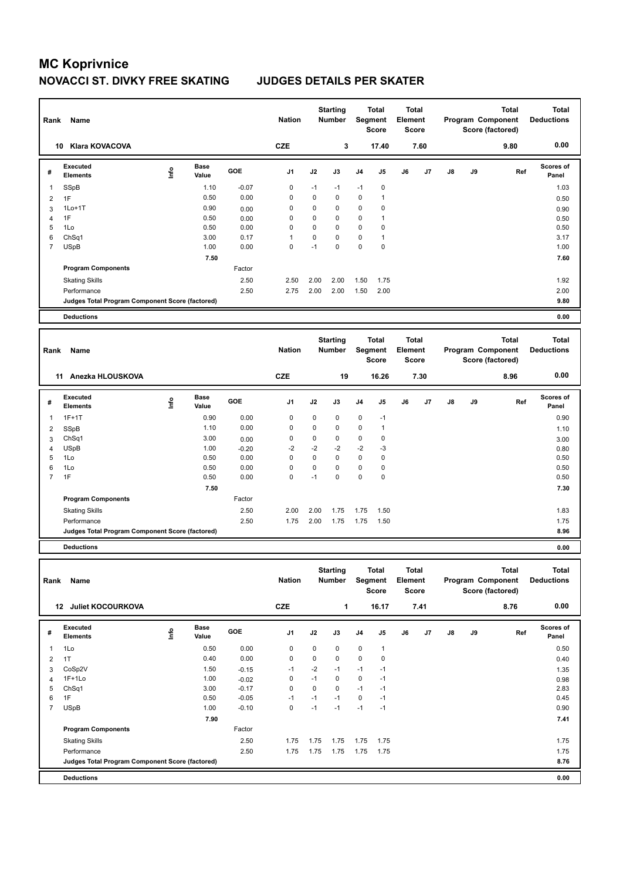# MC Koprivnice

## NOVACCI ST. DIVKY FREE SKATING JUDGES DETAILS PER SKATER

| Rank | Name | Nation | Starting Number | Total Segment Score | Total Element Score | Total Program Component Score (factored) | Total Deductions |
|---|---|---|---|---|---|---|---|
| 10 | Klara KOVACOVA | CZE | 3 | 17.40 | 7.60 | 9.80 | 0.00 |

| # | Executed Elements | Info | Base Value | GOE | J1 | J2 | J3 | J4 | J5 | J6 | J7 | J8 | J9 | Ref | Scores of Panel |
|---|---|---|---|---|---|---|---|---|---|---|---|---|---|---|---|
| 1 | SSpB | | 1.10 | -0.07 | 0 | -1 | -1 | -1 | 0 | | | | | | 1.03 |
| 2 | 1F | | 0.50 | 0.00 | 0 | 0 | 0 | 0 | 1 | | | | | | 0.50 |
| 3 | 1Lo+1T | | 0.90 | 0.00 | 0 | 0 | 0 | 0 | 0 | | | | | | 0.90 |
| 4 | 1F | | 0.50 | 0.00 | 0 | 0 | 0 | 0 | 1 | | | | | | 0.50 |
| 5 | 1Lo | | 0.50 | 0.00 | 0 | 0 | 0 | 0 | 0 | | | | | | 0.50 |
| 6 | ChSq1 | | 3.00 | 0.17 | 1 | 0 | 0 | 0 | 1 | | | | | | 3.17 |
| 7 | USpB | | 1.00 | 0.00 | 0 | -1 | 0 | 0 | 0 | | | | | | 1.00 |
| | | | 7.50 | | | | | | | | | | | | 7.60 |
| | **Program Components** | | | Factor | | | | | | | | | | | |
| | Skating Skills | | | 2.50 | 2.50 | 2.00 | 2.00 | 1.50 | 1.75 | | | | | | 1.92 |
| | Performance | | | 2.50 | 2.75 | 2.00 | 2.00 | 1.50 | 2.00 | | | | | | 2.00 |
| | **Judges Total Program Component Score (factored)** | | | | | | | | | | | | | | 9.80 |
| | **Deductions** | | | | | | | | | | | | | | 0.00 |

| Rank | Name | Nation | Starting Number | Total Segment Score | Total Element Score | Total Program Component Score (factored) | Total Deductions |
|---|---|---|---|---|---|---|---|
| 11 | Anezka HLOUSKOVA | CZE | 19 | 16.26 | 7.30 | 8.96 | 0.00 |

| # | Executed Elements | Info | Base Value | GOE | J1 | J2 | J3 | J4 | J5 | J6 | J7 | J8 | J9 | Ref | Scores of Panel |
|---|---|---|---|---|---|---|---|---|---|---|---|---|---|---|---|
| 1 | 1F+1T | | 0.90 | 0.00 | 0 | 0 | 0 | 0 | -1 | | | | | | 0.90 |
| 2 | SSpB | | 1.10 | 0.00 | 0 | 0 | 0 | 0 | 1 | | | | | | 1.10 |
| 3 | ChSq1 | | 3.00 | 0.00 | 0 | 0 | 0 | 0 | 0 | | | | | | 3.00 |
| 4 | USpB | | 1.00 | -0.20 | -2 | -2 | -2 | -2 | -3 | | | | | | 0.80 |
| 5 | 1Lo | | 0.50 | 0.00 | 0 | 0 | 0 | 0 | 0 | | | | | | 0.50 |
| 6 | 1Lo | | 0.50 | 0.00 | 0 | 0 | 0 | 0 | 0 | | | | | | 0.50 |
| 7 | 1F | | 0.50 | 0.00 | 0 | -1 | 0 | 0 | 0 | | | | | | 0.50 |
| | | | 7.50 | | | | | | | | | | | | 7.30 |
| | **Program Components** | | | Factor | | | | | | | | | | | |
| | Skating Skills | | | 2.50 | 2.00 | 2.00 | 1.75 | 1.75 | 1.50 | | | | | | 1.83 |
| | Performance | | | 2.50 | 1.75 | 2.00 | 1.75 | 1.75 | 1.50 | | | | | | 1.75 |
| | **Judges Total Program Component Score (factored)** | | | | | | | | | | | | | | 8.96 |
| | **Deductions** | | | | | | | | | | | | | | 0.00 |

| Rank | Name | Nation | Starting Number | Total Segment Score | Total Element Score | Total Program Component Score (factored) | Total Deductions |
|---|---|---|---|---|---|---|---|
| 12 | Juliet KOCOURKOVA | CZE | 1 | 16.17 | 7.41 | 8.76 | 0.00 |

| # | Executed Elements | Info | Base Value | GOE | J1 | J2 | J3 | J4 | J5 | J6 | J7 | J8 | J9 | Ref | Scores of Panel |
|---|---|---|---|---|---|---|---|---|---|---|---|---|---|---|---|
| 1 | 1Lo | | 0.50 | 0.00 | 0 | 0 | 0 | 0 | 1 | | | | | | 0.50 |
| 2 | 1T | | 0.40 | 0.00 | 0 | 0 | 0 | 0 | 0 | | | | | | 0.40 |
| 3 | CoSp2V | | 1.50 | -0.15 | -1 | -2 | -1 | -1 | -1 | | | | | | 1.35 |
| 4 | 1F+1Lo | | 1.00 | -0.02 | 0 | -1 | 0 | 0 | -1 | | | | | | 0.98 |
| 5 | ChSq1 | | 3.00 | -0.17 | 0 | 0 | 0 | -1 | -1 | | | | | | 2.83 |
| 6 | 1F | | 0.50 | -0.05 | -1 | -1 | -1 | 0 | -1 | | | | | | 0.45 |
| 7 | USpB | | 1.00 | -0.10 | 0 | -1 | -1 | -1 | -1 | | | | | | 0.90 |
| | | | 7.90 | | | | | | | | | | | | 7.41 |
| | **Program Components** | | | Factor | | | | | | | | | | | |
| | Skating Skills | | | 2.50 | 1.75 | 1.75 | 1.75 | 1.75 | 1.75 | | | | | | 1.75 |
| | Performance | | | 2.50 | 1.75 | 1.75 | 1.75 | 1.75 | 1.75 | | | | | | 1.75 |
| | **Judges Total Program Component Score (factored)** | | | | | | | | | | | | | | 8.76 |
| | **Deductions** | | | | | | | | | | | | | | 0.00 |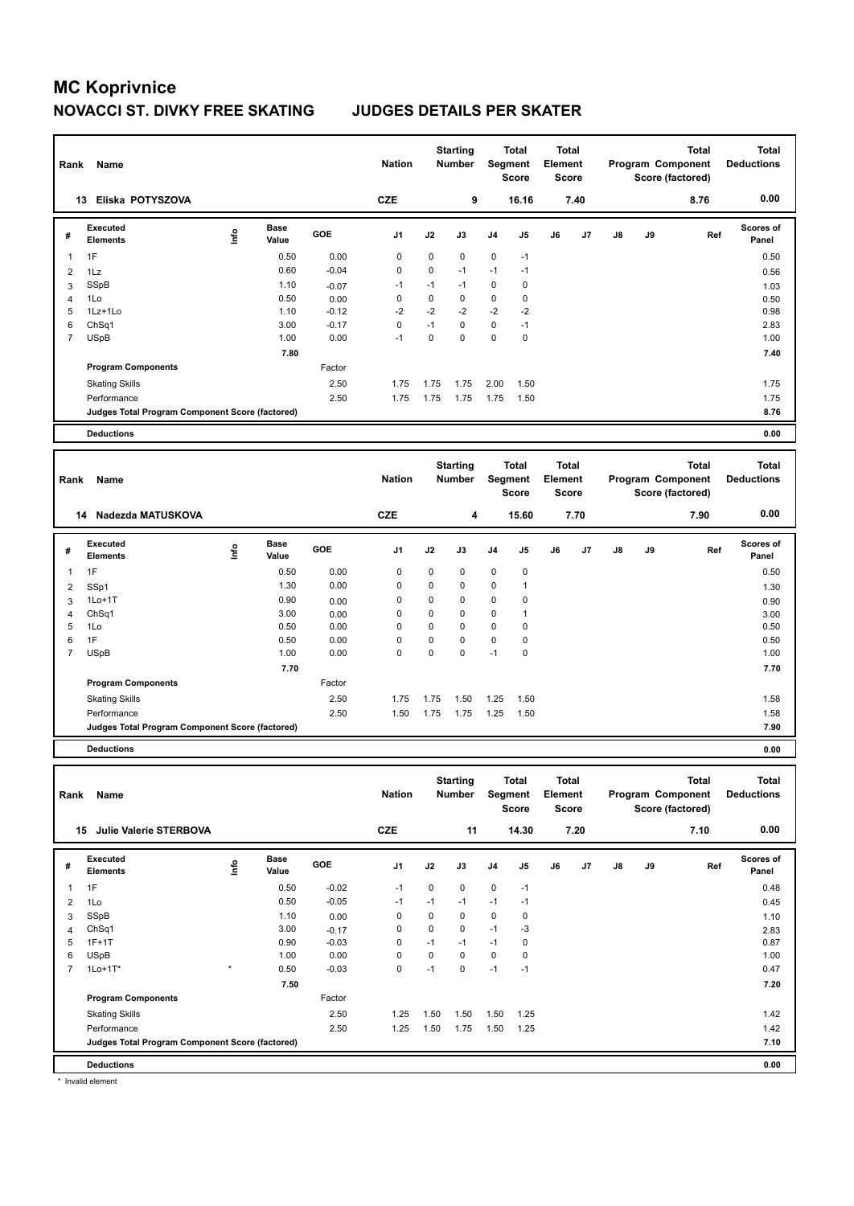# MC Koprivnice

## NOVACCI ST. DIVKY FREE SKATING JUDGES DETAILS PER SKATER

| Rank | Name | Nation | Starting Number | Total Segment Score | Total Element Score | Total Program Component Score (factored) | Total Deductions |
|---|---|---|---|---|---|---|---|
| 13 | Eliska POTYSZOVA | CZE | 9 | 16.16 | 7.40 | 8.76 | 0.00 |

| # | Executed Elements | Info | Base Value | GOE | J1 | J2 | J3 | J4 | J5 | J6 | J7 | J8 | J9 | Ref | Scores of Panel |
|---|---|---|---|---|---|---|---|---|---|---|---|---|---|---|---|
| 1 | 1F | | 0.50 | 0.00 | 0 | 0 | 0 | 0 | -1 | | | | | | 0.50 |
| 2 | 1Lz | | 0.60 | -0.04 | 0 | 0 | -1 | -1 | -1 | | | | | | 0.56 |
| 3 | SSpB | | 1.10 | -0.07 | -1 | -1 | -1 | 0 | 0 | | | | | | 1.03 |
| 4 | 1Lo | | 0.50 | 0.00 | 0 | 0 | 0 | 0 | 0 | | | | | | 0.50 |
| 5 | 1Lz+1Lo | | 1.10 | -0.12 | -2 | -2 | -2 | -2 | -2 | | | | | | 0.98 |
| 6 | ChSq1 | | 3.00 | -0.17 | 0 | -1 | 0 | 0 | -1 | | | | | | 2.83 |
| 7 | USpB | | 1.00 | 0.00 | -1 | 0 | 0 | 0 | 0 | | | | | | 1.00 |
| | | | 7.80 | | | | | | | | | | | | 7.40 |
| | **Program Components** | | | Factor | | | | | | | | | | | |
| | Skating Skills | | | 2.50 | 1.75 | 1.75 | 1.75 | 2.00 | 1.50 | | | | | | 1.75 |
| | Performance | | | 2.50 | 1.75 | 1.75 | 1.75 | 1.75 | 1.50 | | | | | | 1.75 |
| | **Judges Total Program Component Score (factored)** | | | | | | | | | | | | | | 8.76 |
| | **Deductions** | | | | | | | | | | | | | | 0.00 |

| Rank | Name | Nation | Starting Number | Total Segment Score | Total Element Score | Total Program Component Score (factored) | Total Deductions |
|---|---|---|---|---|---|---|---|
| 14 | Nadezda MATUSKOVA | CZE | 4 | 15.60 | 7.70 | 7.90 | 0.00 |

| # | Executed Elements | Info | Base Value | GOE | J1 | J2 | J3 | J4 | J5 | J6 | J7 | J8 | J9 | Ref | Scores of Panel |
|---|---|---|---|---|---|---|---|---|---|---|---|---|---|---|---|
| 1 | 1F | | 0.50 | 0.00 | 0 | 0 | 0 | 0 | 0 | | | | | | 0.50 |
| 2 | SSp1 | | 1.30 | 0.00 | 0 | 0 | 0 | 0 | 1 | | | | | | 1.30 |
| 3 | 1Lo+1T | | 0.90 | 0.00 | 0 | 0 | 0 | 0 | 0 | | | | | | 0.90 |
| 4 | ChSq1 | | 3.00 | 0.00 | 0 | 0 | 0 | 0 | 1 | | | | | | 3.00 |
| 5 | 1Lo | | 0.50 | 0.00 | 0 | 0 | 0 | 0 | 0 | | | | | | 0.50 |
| 6 | 1F | | 0.50 | 0.00 | 0 | 0 | 0 | 0 | 0 | | | | | | 0.50 |
| 7 | USpB | | 1.00 | 0.00 | 0 | 0 | 0 | -1 | 0 | | | | | | 1.00 |
| | | | 7.70 | | | | | | | | | | | | 7.70 |
| | **Program Components** | | | Factor | | | | | | | | | | | |
| | Skating Skills | | | 2.50 | 1.75 | 1.75 | 1.50 | 1.25 | 1.50 | | | | | | 1.58 |
| | Performance | | | 2.50 | 1.50 | 1.75 | 1.75 | 1.25 | 1.50 | | | | | | 1.58 |
| | **Judges Total Program Component Score (factored)** | | | | | | | | | | | | | | 7.90 |
| | **Deductions** | | | | | | | | | | | | | | 0.00 |

| Rank | Name | Nation | Starting Number | Total Segment Score | Total Element Score | Total Program Component Score (factored) | Total Deductions |
|---|---|---|---|---|---|---|---|
| 15 | Julie Valerie STERBOVA | CZE | 11 | 14.30 | 7.20 | 7.10 | 0.00 |

| # | Executed Elements | Info | Base Value | GOE | J1 | J2 | J3 | J4 | J5 | J6 | J7 | J8 | J9 | Ref | Scores of Panel |
|---|---|---|---|---|---|---|---|---|---|---|---|---|---|---|---|
| 1 | 1F | | 0.50 | -0.02 | -1 | 0 | 0 | 0 | -1 | | | | | | 0.48 |
| 2 | 1Lo | | 0.50 | -0.05 | -1 | -1 | -1 | -1 | -1 | | | | | | 0.45 |
| 3 | SSpB | | 1.10 | 0.00 | 0 | 0 | 0 | 0 | 0 | | | | | | 1.10 |
| 4 | ChSq1 | | 3.00 | -0.17 | 0 | 0 | 0 | -1 | -3 | | | | | | 2.83 |
| 5 | 1F+1T | | 0.90 | -0.03 | 0 | -1 | -1 | -1 | 0 | | | | | | 0.87 |
| 6 | USpB | | 1.00 | 0.00 | 0 | 0 | 0 | 0 | 0 | | | | | | 1.00 |
| 7 | 1Lo+1T* | * | 0.50 | -0.03 | 0 | -1 | 0 | -1 | -1 | | | | | | 0.47 |
| | | | 7.50 | | | | | | | | | | | | 7.20 |
| | **Program Components** | | | Factor | | | | | | | | | | | |
| | Skating Skills | | | 2.50 | 1.25 | 1.50 | 1.50 | 1.50 | 1.25 | | | | | | 1.42 |
| | Performance | | | 2.50 | 1.25 | 1.50 | 1.75 | 1.50 | 1.25 | | | | | | 1.42 |
| | **Judges Total Program Component Score (factored)** | | | | | | | | | | | | | | 7.10 |
| | **Deductions** | | | | | | | | | | | | | | 0.00 |

* Invalid element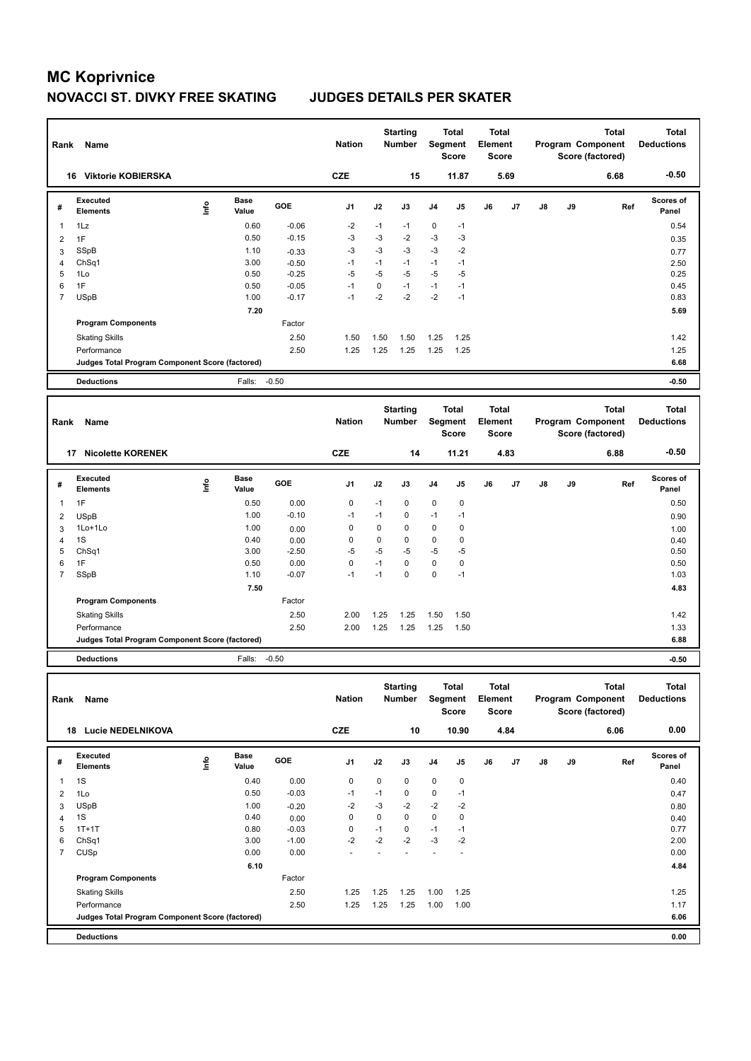# MC Koprivnice

## NOVACCI ST. DIVKY FREE SKATING JUDGES DETAILS PER SKATER

| Rank | Name | Nation | Starting Number | Total Segment Score | Total Element Score | Total Program Component Score (factored) | Total Deductions |
|---|---|---|---|---|---|---|---|
| 16 | Viktorie KOBIERSKA | CZE | 15 | 11.87 | 5.69 | 6.68 | -0.50 |

| # | Executed Elements | Info | Base Value | GOE | J1 | J2 | J3 | J4 | J5 | J6 | J7 | J8 | J9 | Ref | Scores of Panel |
|---|---|---|---|---|---|---|---|---|---|---|---|---|---|---|---|
| 1 | 1Lz | | 0.60 | -0.06 | -2 | -1 | -1 | 0 | -1 | | | | | | 0.54 |
| 2 | 1F | | 0.50 | -0.15 | -3 | -3 | -2 | -3 | -3 | | | | | | 0.35 |
| 3 | SSpB | | 1.10 | -0.33 | -3 | -3 | -3 | -3 | -2 | | | | | | 0.77 |
| 4 | ChSq1 | | 3.00 | -0.50 | -1 | -1 | -1 | -1 | -1 | | | | | | 2.50 |
| 5 | 1Lo | | 0.50 | -0.25 | -5 | -5 | -5 | -5 | -5 | | | | | | 0.25 |
| 6 | 1F | | 0.50 | -0.05 | -1 | 0 | -1 | -1 | -1 | | | | | | 0.45 |
| 7 | USpB | | 1.00 | -0.17 | -1 | -2 | -2 | -2 | -1 | | | | | | 0.83 |
| | | | 7.20 | | | | | | | | | | | | 5.69 |
| | **Program Components** | | | Factor | | | | | | | | | | | |
| | Skating Skills | | | 2.50 | 1.50 | 1.50 | 1.50 | 1.25 | 1.25 | | | | | | 1.42 |
| | Performance | | | 2.50 | 1.25 | 1.25 | 1.25 | 1.25 | 1.25 | | | | | | 1.25 |
| | **Judges Total Program Component Score (factored)** | | | | | | | | | | | | | | 6.68 |
| | **Deductions** | | Falls: | -0.50 | | | | | | | | | | | -0.50 |

| Rank | Name | Nation | Starting Number | Total Segment Score | Total Element Score | Total Program Component Score (factored) | Total Deductions |
|---|---|---|---|---|---|---|---|
| 17 | Nicolette KORENEK | CZE | 14 | 11.21 | 4.83 | 6.88 | -0.50 |

| # | Executed Elements | Info | Base Value | GOE | J1 | J2 | J3 | J4 | J5 | J6 | J7 | J8 | J9 | Ref | Scores of Panel |
|---|---|---|---|---|---|---|---|---|---|---|---|---|---|---|---|
| 1 | 1F | | 0.50 | 0.00 | 0 | -1 | 0 | 0 | 0 | | | | | | 0.50 |
| 2 | USpB | | 1.00 | -0.10 | -1 | -1 | 0 | -1 | -1 | | | | | | 0.90 |
| 3 | 1Lo+1Lo | | 1.00 | 0.00 | 0 | 0 | 0 | 0 | 0 | | | | | | 1.00 |
| 4 | 1S | | 0.40 | 0.00 | 0 | 0 | 0 | 0 | 0 | | | | | | 0.40 |
| 5 | ChSq1 | | 3.00 | -2.50 | -5 | -5 | -5 | -5 | -5 | | | | | | 0.50 |
| 6 | 1F | | 0.50 | 0.00 | 0 | -1 | 0 | 0 | 0 | | | | | | 0.50 |
| 7 | SSpB | | 1.10 | -0.07 | -1 | -1 | 0 | 0 | -1 | | | | | | 1.03 |
| | | | 7.50 | | | | | | | | | | | | 4.83 |
| | **Program Components** | | | Factor | | | | | | | | | | | |
| | Skating Skills | | | 2.50 | 2.00 | 1.25 | 1.25 | 1.50 | 1.50 | | | | | | 1.42 |
| | Performance | | | 2.50 | 2.00 | 1.25 | 1.25 | 1.25 | 1.50 | | | | | | 1.33 |
| | **Judges Total Program Component Score (factored)** | | | | | | | | | | | | | | 6.88 |
| | **Deductions** | | Falls: | -0.50 | | | | | | | | | | | -0.50 |

| Rank | Name | Nation | Starting Number | Total Segment Score | Total Element Score | Total Program Component Score (factored) | Total Deductions |
|---|---|---|---|---|---|---|---|
| 18 | Lucie NEDELNIKOVA | CZE | 10 | 10.90 | 4.84 | 6.06 | 0.00 |

| # | Executed Elements | Info | Base Value | GOE | J1 | J2 | J3 | J4 | J5 | J6 | J7 | J8 | J9 | Ref | Scores of Panel |
|---|---|---|---|---|---|---|---|---|---|---|---|---|---|---|---|
| 1 | 1S | | 0.40 | 0.00 | 0 | 0 | 0 | 0 | 0 | | | | | | 0.40 |
| 2 | 1Lo | | 0.50 | -0.03 | -1 | -1 | 0 | 0 | -1 | | | | | | 0.47 |
| 3 | USpB | | 1.00 | -0.20 | -2 | -3 | -2 | -2 | -2 | | | | | | 0.80 |
| 4 | 1S | | 0.40 | 0.00 | 0 | 0 | 0 | 0 | 0 | | | | | | 0.40 |
| 5 | 1T+1T | | 0.80 | -0.03 | 0 | -1 | 0 | -1 | -1 | | | | | | 0.77 |
| 6 | ChSq1 | | 3.00 | -1.00 | -2 | -2 | -2 | -3 | -2 | | | | | | 2.00 |
| 7 | CUSp | | 0.00 | 0.00 | - | - | - | - | - | | | | | | 0.00 |
| | | | 6.10 | | | | | | | | | | | | 4.84 |
| | **Program Components** | | | Factor | | | | | | | | | | | |
| | Skating Skills | | | 2.50 | 1.25 | 1.25 | 1.25 | 1.00 | 1.25 | | | | | | 1.25 |
| | Performance | | | 2.50 | 1.25 | 1.25 | 1.25 | 1.00 | 1.00 | | | | | | 1.17 |
| | **Judges Total Program Component Score (factored)** | | | | | | | | | | | | | | 6.06 |
| | **Deductions** | | | | | | | | | | | | | | 0.00 |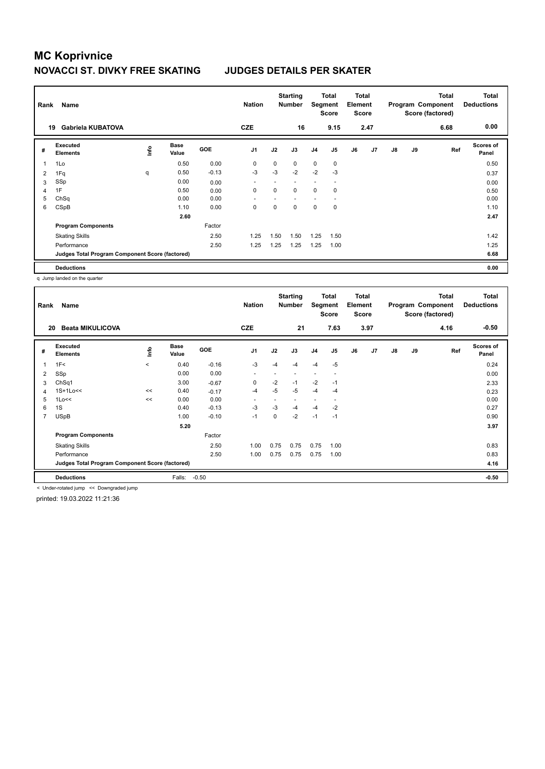# MC Koprivnice

## NOVACCI ST. DIVKY FREE SKATING JUDGES DETAILS PER SKATER

| Rank | Name | | | | Nation | | Starting Number | | Total Segment Score | Total Element Score | | | Total Program Component Score (factored) | | Total Deductions |
|---|---|---|---|---|---|---|---|---|---|---|---|---|---|---|---|
| 19 | Gabriela KUBATOVA | | | | CZE | | 16 | | 9.15 | 2.47 | | | 6.68 | | 0.00 |

| # | Executed Elements | Info | Base Value | GOE | J1 | J2 | J3 | J4 | J5 | J6 | J7 | J8 | J9 | Ref | Scores of Panel |
|---|---|---|---|---|---|---|---|---|---|---|---|---|---|---|---|
| 1 | 1Lo | | 0.50 | 0.00 | 0 | 0 | 0 | 0 | 0 | | | | | | 0.50 |
| 2 | 1Fq | q | 0.50 | -0.13 | -3 | -3 | -2 | -2 | -3 | | | | | | 0.37 |
| 3 | SSp | | 0.00 | 0.00 | - | - | - | - | - | | | | | | 0.00 |
| 4 | 1F | | 0.50 | 0.00 | 0 | 0 | 0 | 0 | 0 | | | | | | 0.50 |
| 5 | ChSq | | 0.00 | 0.00 | - | - | - | - | - | | | | | | 0.00 |
| 6 | CSpB | | 1.10 | 0.00 | 0 | 0 | 0 | 0 | 0 | | | | | | 1.10 |
| | | | 2.60 | | | | | | | | | | | | 2.47 |
| | Program Components | | | Factor | | | | | | | | | | | |
| | Skating Skills | | | 2.50 | 1.25 | 1.50 | 1.50 | 1.25 | 1.50 | | | | | | 1.42 |
| | Performance | | | 2.50 | 1.25 | 1.25 | 1.25 | 1.25 | 1.00 | | | | | | 1.25 |
| | Judges Total Program Component Score (factored) | | | | | | | | | | | | | | 6.68 |
| | Deductions | | | | | | | | | | | | | | 0.00 |

q Jump landed on the quarter

| Rank | Name | | | | Nation | | Starting Number | | Total Segment Score | Total Element Score | | | Total Program Component Score (factored) | | Total Deductions |
|---|---|---|---|---|---|---|---|---|---|---|---|---|---|---|---|
| 20 | Beata MIKULICOVA | | | | CZE | | 21 | | 7.63 | 3.97 | | | 4.16 | | -0.50 |

| # | Executed Elements | Info | Base Value | GOE | J1 | J2 | J3 | J4 | J5 | J6 | J7 | J8 | J9 | Ref | Scores of Panel |
|---|---|---|---|---|---|---|---|---|---|---|---|---|---|---|---|
| 1 | 1F< | < | 0.40 | -0.16 | -3 | -4 | -4 | -4 | -5 | | | | | | 0.24 |
| 2 | SSp | | 0.00 | 0.00 | - | - | - | - | - | | | | | | 0.00 |
| 3 | ChSq1 | | 3.00 | -0.67 | 0 | -2 | -1 | -2 | -1 | | | | | | 2.33 |
| 4 | 1S+1Lo<< | << | 0.40 | -0.17 | -4 | -5 | -5 | -4 | -4 | | | | | | 0.23 |
| 5 | 1Lo<< | << | 0.00 | 0.00 | - | - | - | - | - | | | | | | 0.00 |
| 6 | 1S | | 0.40 | -0.13 | -3 | -3 | -4 | -4 | -2 | | | | | | 0.27 |
| 7 | USpB | | 1.00 | -0.10 | -1 | 0 | -2 | -1 | -1 | | | | | | 0.90 |
| | | | 5.20 | | | | | | | | | | | | 3.97 |
| | Program Components | | | Factor | | | | | | | | | | | |
| | Skating Skills | | | 2.50 | 1.00 | 0.75 | 0.75 | 0.75 | 1.00 | | | | | | 0.83 |
| | Performance | | | 2.50 | 1.00 | 0.75 | 0.75 | 0.75 | 1.00 | | | | | | 0.83 |
| | Judges Total Program Component Score (factored) | | | | | | | | | | | | | | 4.16 |
| | Deductions | | Falls: | -0.50 | | | | | | | | | | | -0.50 |

< Under-rotated jump << Downgraded jump

printed: 19.03.2022 11:21:36